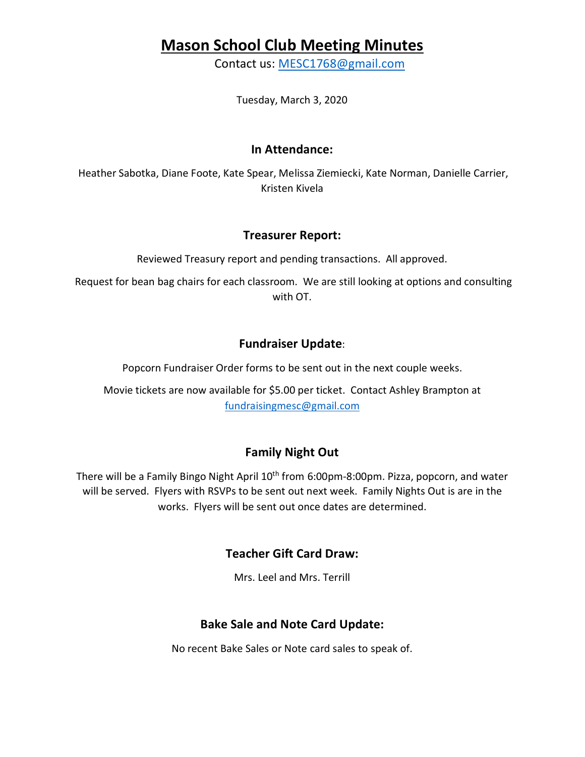# Mason School Club Meeting Minutes

Contact us: MESC1768@gmail.com

Tuesday, March 3, 2020

## In Attendance:

Heather Sabotka, Diane Foote, Kate Spear, Melissa Ziemiecki, Kate Norman, Danielle Carrier, Kristen Kivela

## Treasurer Report:

Reviewed Treasury report and pending transactions. All approved.

Request for bean bag chairs for each classroom. We are still looking at options and consulting with OT.

## Fundraiser Update:

Popcorn Fundraiser Order forms to be sent out in the next couple weeks.

Movie tickets are now available for $5.00 per ticket. Contact Ashley Brampton at fundraisingmesc@gmail.com

## Family Night Out

There will be a Family Bingo Night April 10th from 6:00pm-8:00pm. Pizza, popcorn, and water will be served. Flyers with RSVPs to be sent out next week. Family Nights Out is are in the works. Flyers will be sent out once dates are determined.

## Teacher Gift Card Draw:

Mrs. Leel and Mrs. Terrill

## Bake Sale and Note Card Update:

No recent Bake Sales or Note card sales to speak of.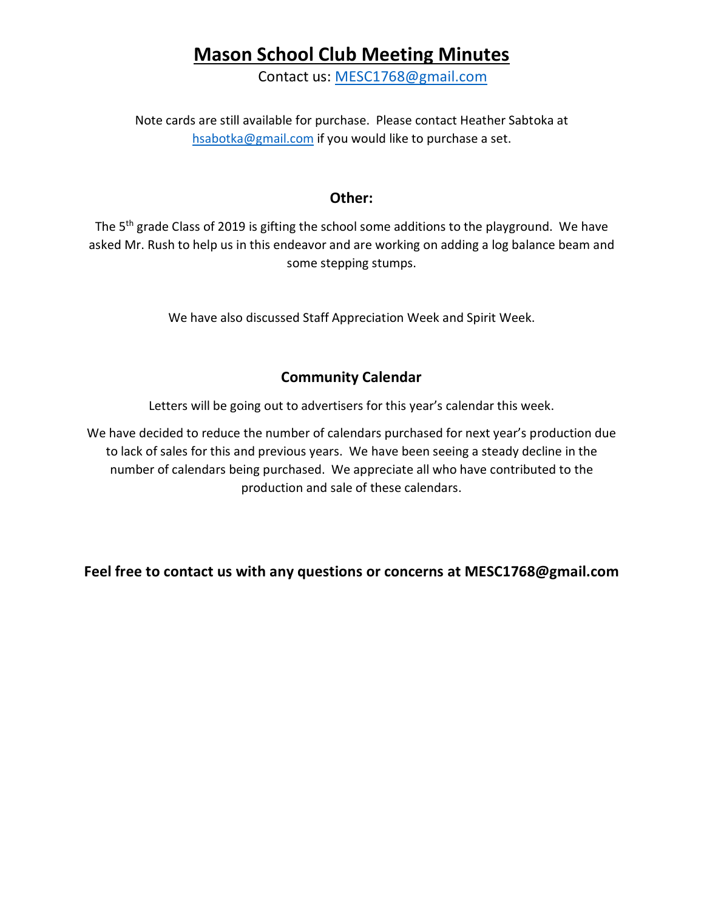# Mason School Club Meeting Minutes

Contact us: MESC1768@gmail.com

Note cards are still available for purchase. Please contact Heather Sabtoka at hsabotka@gmail.com if you would like to purchase a set.

### Other:

The 5th grade Class of 2019 is gifting the school some additions to the playground. We have asked Mr. Rush to help us in this endeavor and are working on adding a log balance beam and some stepping stumps.

We have also discussed Staff Appreciation Week and Spirit Week.

### Community Calendar

Letters will be going out to advertisers for this year's calendar this week.

We have decided to reduce the number of calendars purchased for next year's production due to lack of sales for this and previous years. We have been seeing a steady decline in the number of calendars being purchased. We appreciate all who have contributed to the production and sale of these calendars.

**Feel free to contact us with any questions or concerns at MESC1768@gmail.com**